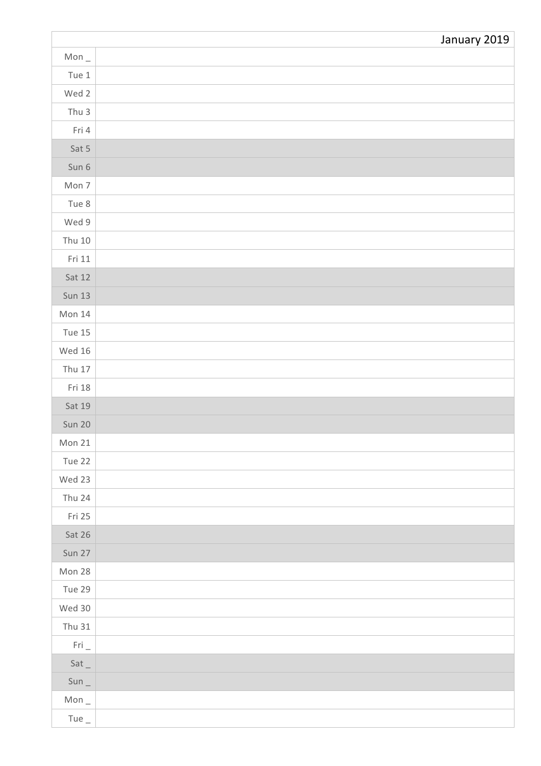| | January 2019 |
|---|---|
| Mon _ | |
| Tue 1 | |
| Wed 2 | |
| Thu 3 | |
| Fri 4 | |
| Sat 5 | |
| Sun 6 | |
| Mon 7 | |
| Tue 8 | |
| Wed 9 | |
| Thu 10 | |
| Fri 11 | |
| Sat 12 | |
| Sun 13 | |
| Mon 14 | |
| Tue 15 | |
| Wed 16 | |
| Thu 17 | |
| Fri 18 | |
| Sat 19 | |
| Sun 20 | |
| Mon 21 | |
| Tue 22 | |
| Wed 23 | |
| Thu 24 | |
| Fri 25 | |
| Sat 26 | |
| Sun 27 | |
| Mon 28 | |
| Tue 29 | |
| Wed 30 | |
| Thu 31 | |
| Fri _ | |
| Sat _ | |
| Sun _ | |
| Mon _ | |
| Tue _ | |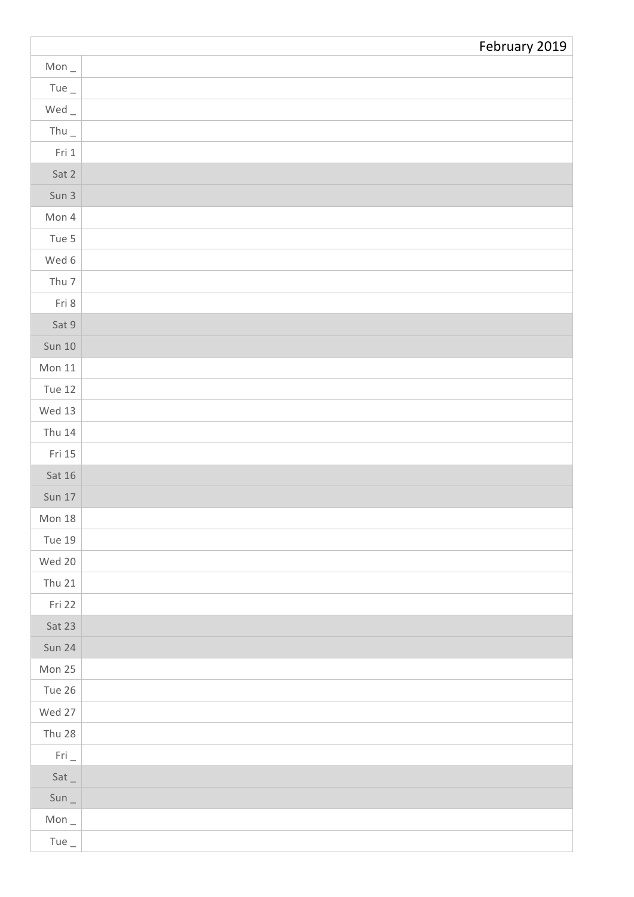| | February 2019 |
|---|---|
| Mon _ | |
| Tue _ | |
| Wed _ | |
| Thu _ | |
| Fri 1 | |
| Sat 2 | |
| Sun 3 | |
| Mon 4 | |
| Tue 5 | |
| Wed 6 | |
| Thu 7 | |
| Fri 8 | |
| Sat 9 | |
| Sun 10 | |
| Mon 11 | |
| Tue 12 | |
| Wed 13 | |
| Thu 14 | |
| Fri 15 | |
| Sat 16 | |
| Sun 17 | |
| Mon 18 | |
| Tue 19 | |
| Wed 20 | |
| Thu 21 | |
| Fri 22 | |
| Sat 23 | |
| Sun 24 | |
| Mon 25 | |
| Tue 26 | |
| Wed 27 | |
| Thu 28 | |
| Fri _ | |
| Sat _ | |
| Sun _ | |
| Mon _ | |
| Tue _ | |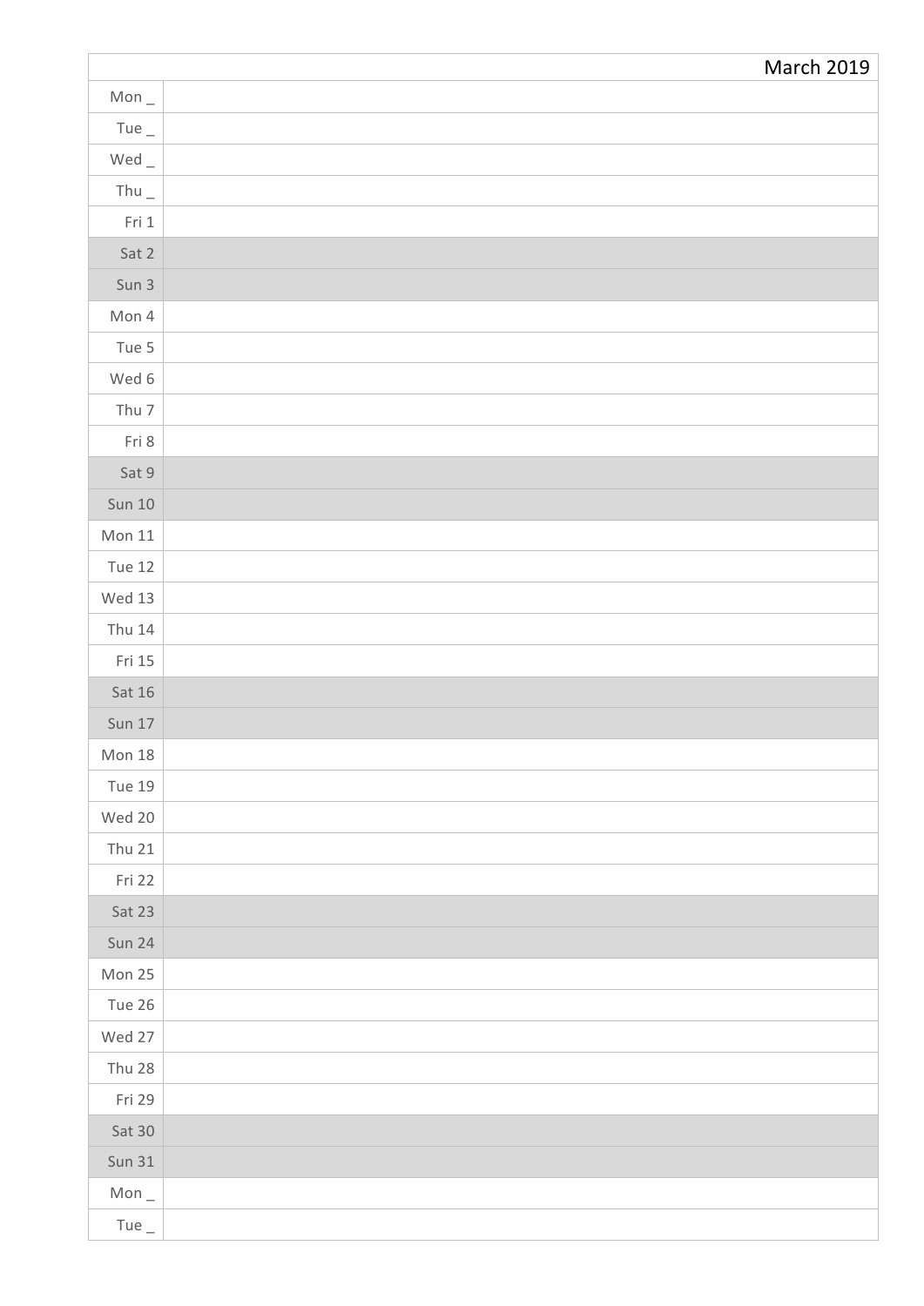| | March 2019 |
|---|---|
| Mon _ | |
| Tue _ | |
| Wed _ | |
| Thu _ | |
| Fri 1 | |
| Sat 2 | |
| Sun 3 | |
| Mon 4 | |
| Tue 5 | |
| Wed 6 | |
| Thu 7 | |
| Fri 8 | |
| Sat 9 | |
| Sun 10 | |
| Mon 11 | |
| Tue 12 | |
| Wed 13 | |
| Thu 14 | |
| Fri 15 | |
| Sat 16 | |
| Sun 17 | |
| Mon 18 | |
| Tue 19 | |
| Wed 20 | |
| Thu 21 | |
| Fri 22 | |
| Sat 23 | |
| Sun 24 | |
| Mon 25 | |
| Tue 26 | |
| Wed 27 | |
| Thu 28 | |
| Fri 29 | |
| Sat 30 | |
| Sun 31 | |
| Mon _ | |
| Tue _ | |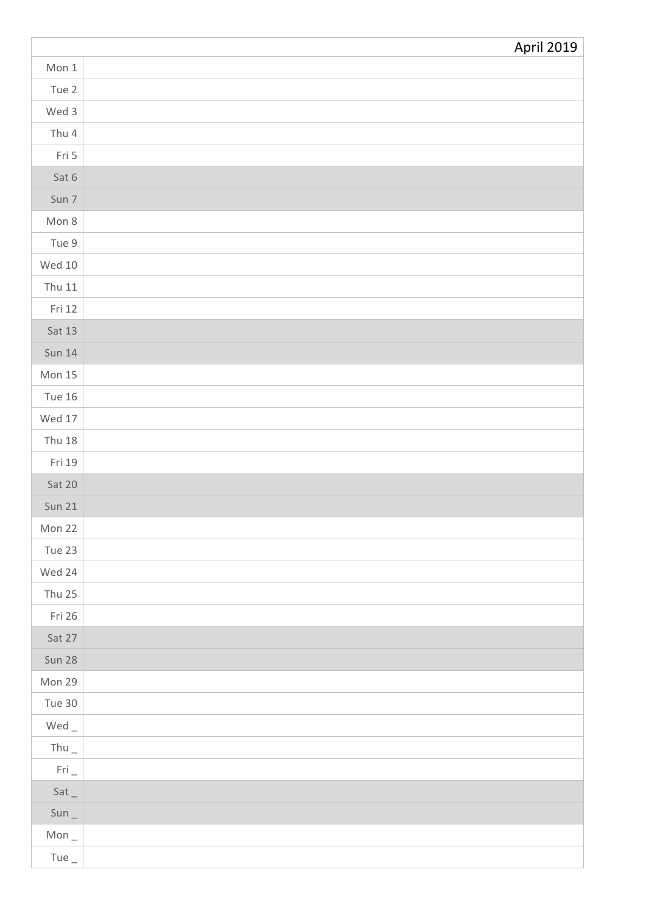| | April 2019 |
|---|---|
| Mon 1 | |
| Tue 2 | |
| Wed 3 | |
| Thu 4 | |
| Fri 5 | |
| Sat 6 | |
| Sun 7 | |
| Mon 8 | |
| Tue 9 | |
| Wed 10 | |
| Thu 11 | |
| Fri 12 | |
| Sat 13 | |
| Sun 14 | |
| Mon 15 | |
| Tue 16 | |
| Wed 17 | |
| Thu 18 | |
| Fri 19 | |
| Sat 20 | |
| Sun 21 | |
| Mon 22 | |
| Tue 23 | |
| Wed 24 | |
| Thu 25 | |
| Fri 26 | |
| Sat 27 | |
| Sun 28 | |
| Mon 29 | |
| Tue 30 | |
| Wed _ | |
| Thu _ | |
| Fri _ | |
| Sat _ | |
| Sun _ | |
| Mon _ | |
| Tue _ | |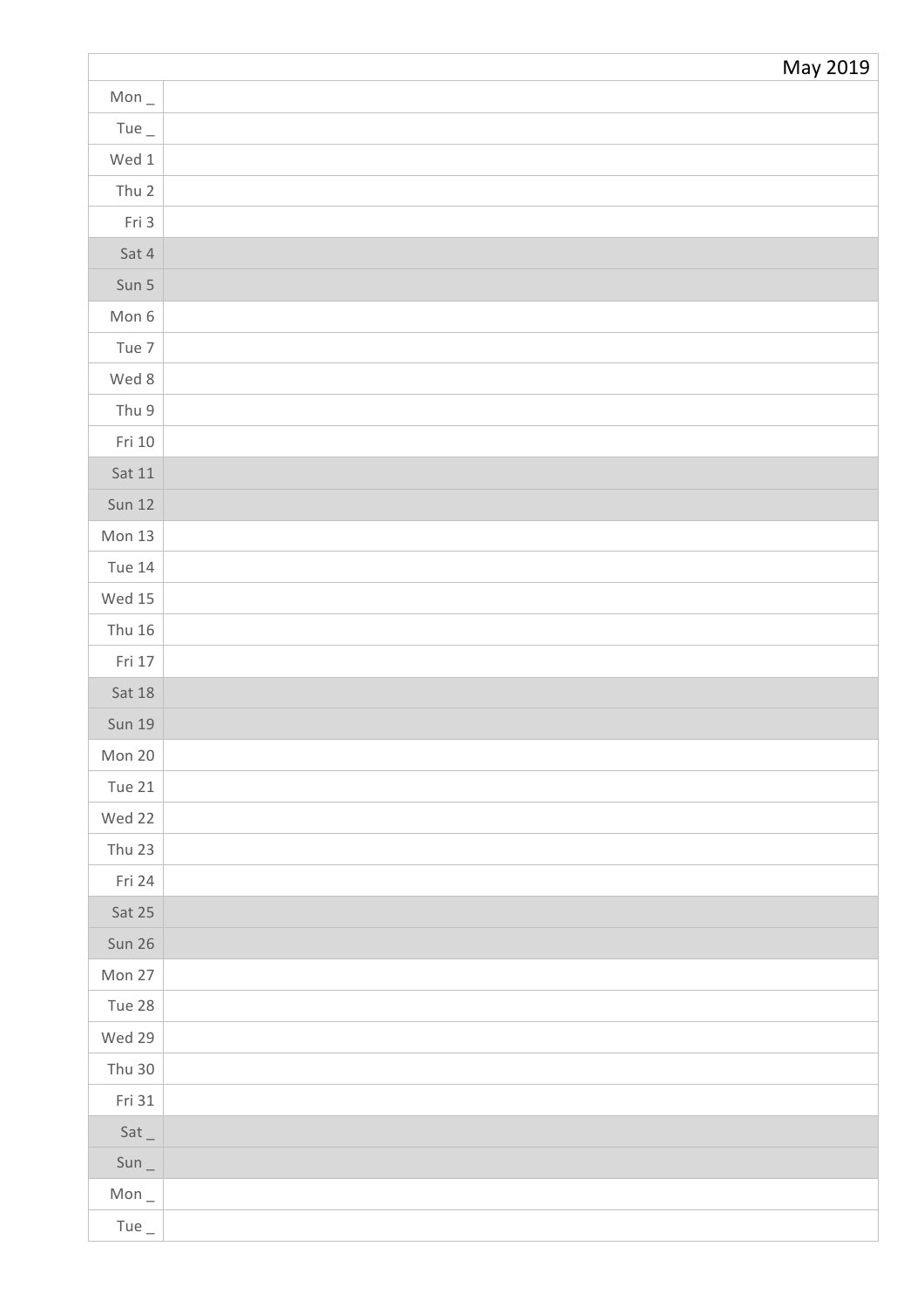| | May 2019 |
|---|---|
| Mon _ | |
| Tue _ | |
| Wed 1 | |
| Thu 2 | |
| Fri 3 | |
| Sat 4 | |
| Sun 5 | |
| Mon 6 | |
| Tue 7 | |
| Wed 8 | |
| Thu 9 | |
| Fri 10 | |
| Sat 11 | |
| Sun 12 | |
| Mon 13 | |
| Tue 14 | |
| Wed 15 | |
| Thu 16 | |
| Fri 17 | |
| Sat 18 | |
| Sun 19 | |
| Mon 20 | |
| Tue 21 | |
| Wed 22 | |
| Thu 23 | |
| Fri 24 | |
| Sat 25 | |
| Sun 26 | |
| Mon 27 | |
| Tue 28 | |
| Wed 29 | |
| Thu 30 | |
| Fri 31 | |
| Sat _ | |
| Sun _ | |
| Mon _ | |
| Tue _ | |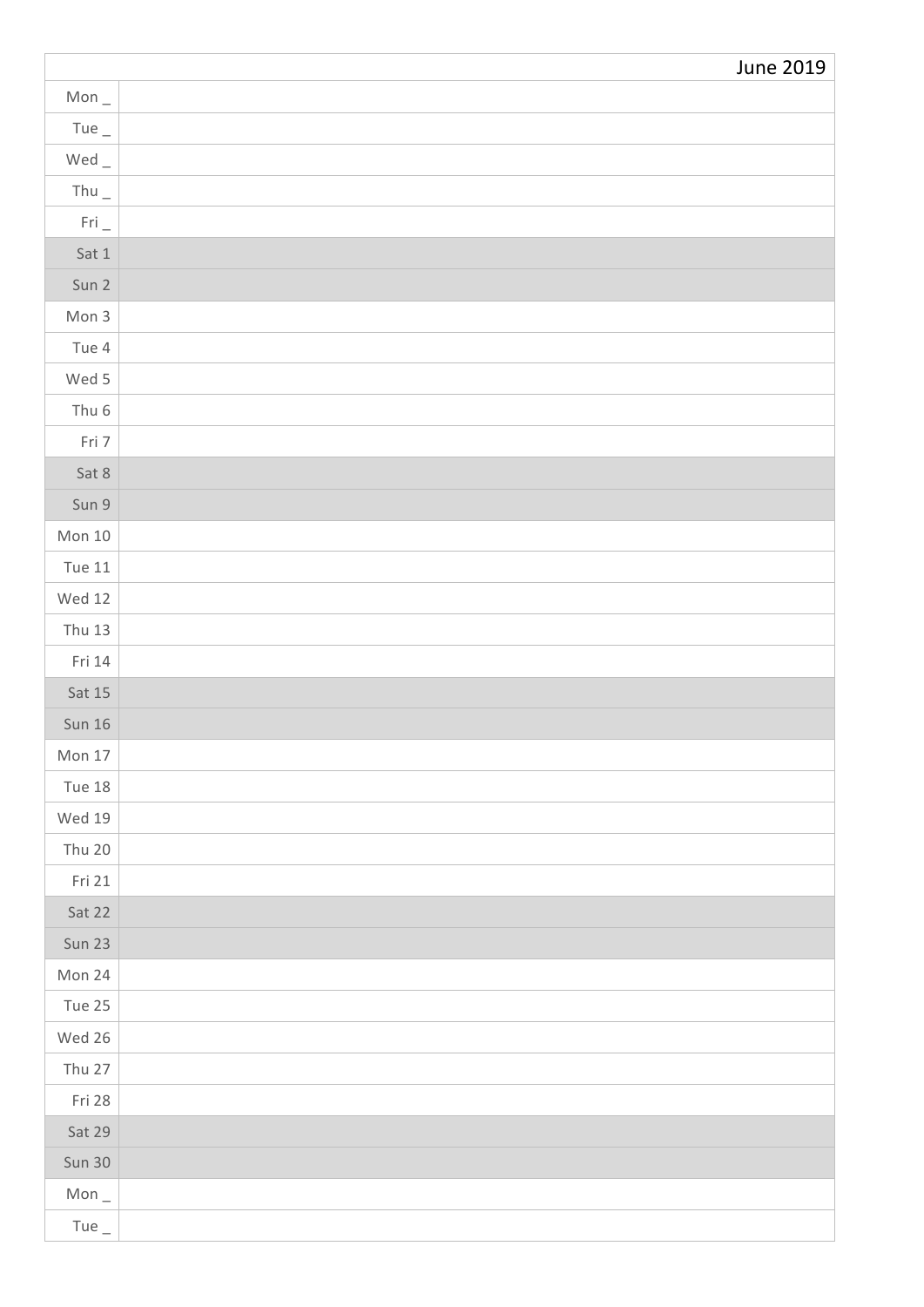| | June 2019 |
|---|---|
| Mon _ | |
| Tue _ | |
| Wed _ | |
| Thu _ | |
| Fri _ | |
| Sat 1 | |
| Sun 2 | |
| Mon 3 | |
| Tue 4 | |
| Wed 5 | |
| Thu 6 | |
| Fri 7 | |
| Sat 8 | |
| Sun 9 | |
| Mon 10 | |
| Tue 11 | |
| Wed 12 | |
| Thu 13 | |
| Fri 14 | |
| Sat 15 | |
| Sun 16 | |
| Mon 17 | |
| Tue 18 | |
| Wed 19 | |
| Thu 20 | |
| Fri 21 | |
| Sat 22 | |
| Sun 23 | |
| Mon 24 | |
| Tue 25 | |
| Wed 26 | |
| Thu 27 | |
| Fri 28 | |
| Sat 29 | |
| Sun 30 | |
| Mon _ | |
| Tue _ | |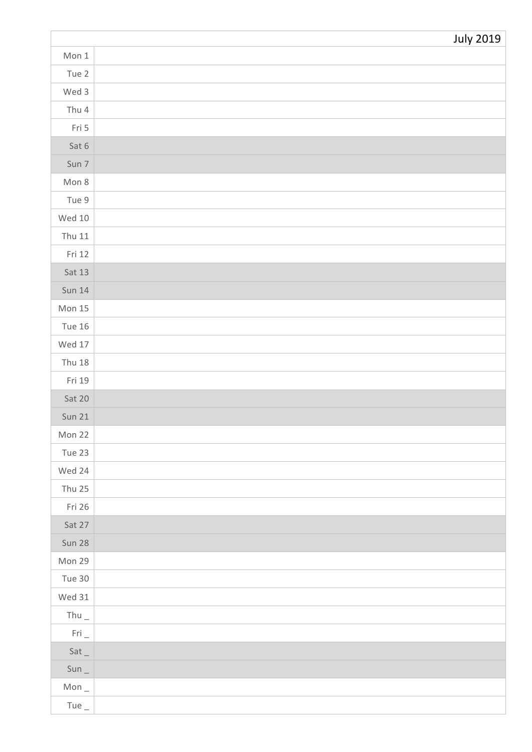| | July 2019 |
|---|---|
| Mon 1 | |
| Tue 2 | |
| Wed 3 | |
| Thu 4 | |
| Fri 5 | |
| Sat 6 | |
| Sun 7 | |
| Mon 8 | |
| Tue 9 | |
| Wed 10 | |
| Thu 11 | |
| Fri 12 | |
| Sat 13 | |
| Sun 14 | |
| Mon 15 | |
| Tue 16 | |
| Wed 17 | |
| Thu 18 | |
| Fri 19 | |
| Sat 20 | |
| Sun 21 | |
| Mon 22 | |
| Tue 23 | |
| Wed 24 | |
| Thu 25 | |
| Fri 26 | |
| Sat 27 | |
| Sun 28 | |
| Mon 29 | |
| Tue 30 | |
| Wed 31 | |
| Thu _ | |
| Fri _ | |
| Sat _ | |
| Sun _ | |
| Mon _ | |
| Tue _ | |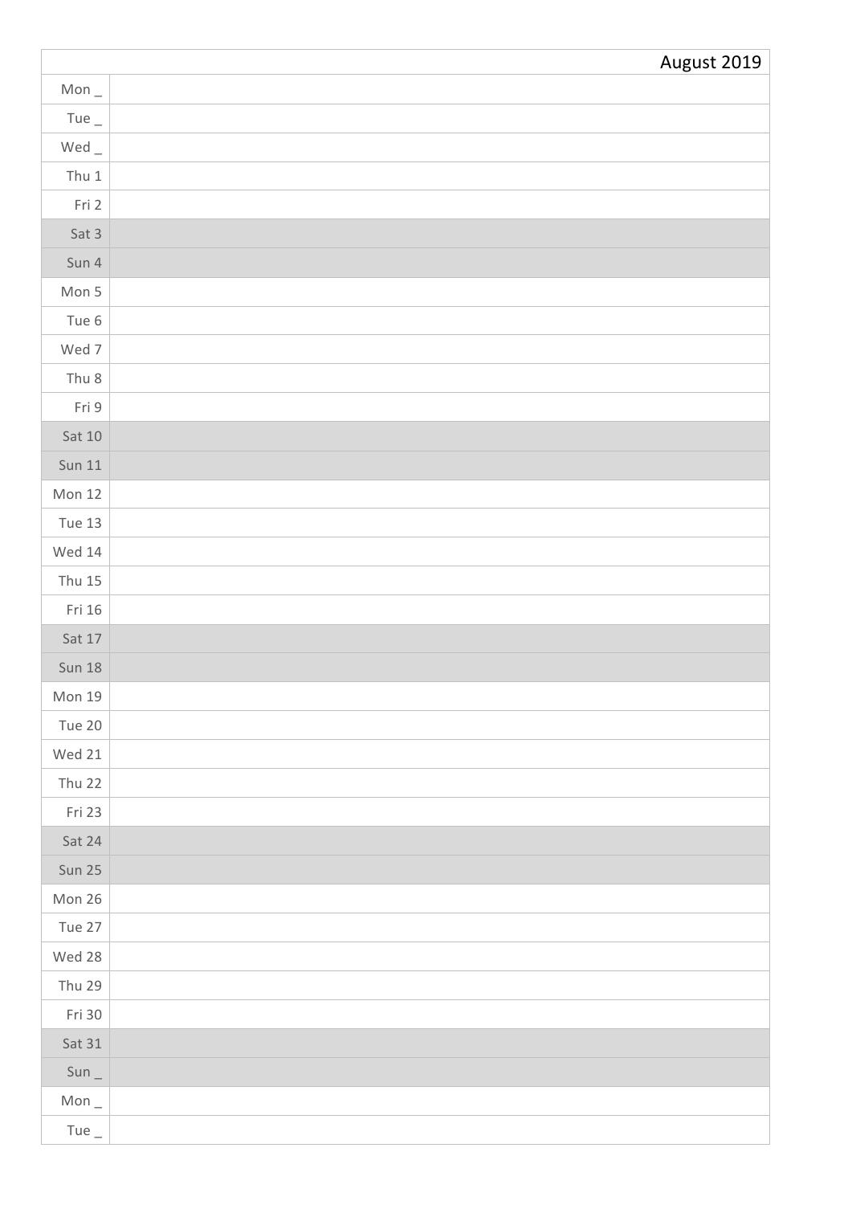| | August 2019 |
|---|---|
| Mon _ | |
| Tue _ | |
| Wed _ | |
| Thu 1 | |
| Fri 2 | |
| Sat 3 | |
| Sun 4 | |
| Mon 5 | |
| Tue 6 | |
| Wed 7 | |
| Thu 8 | |
| Fri 9 | |
| Sat 10 | |
| Sun 11 | |
| Mon 12 | |
| Tue 13 | |
| Wed 14 | |
| Thu 15 | |
| Fri 16 | |
| Sat 17 | |
| Sun 18 | |
| Mon 19 | |
| Tue 20 | |
| Wed 21 | |
| Thu 22 | |
| Fri 23 | |
| Sat 24 | |
| Sun 25 | |
| Mon 26 | |
| Tue 27 | |
| Wed 28 | |
| Thu 29 | |
| Fri 30 | |
| Sat 31 | |
| Sun _ | |
| Mon _ | |
| Tue _ | |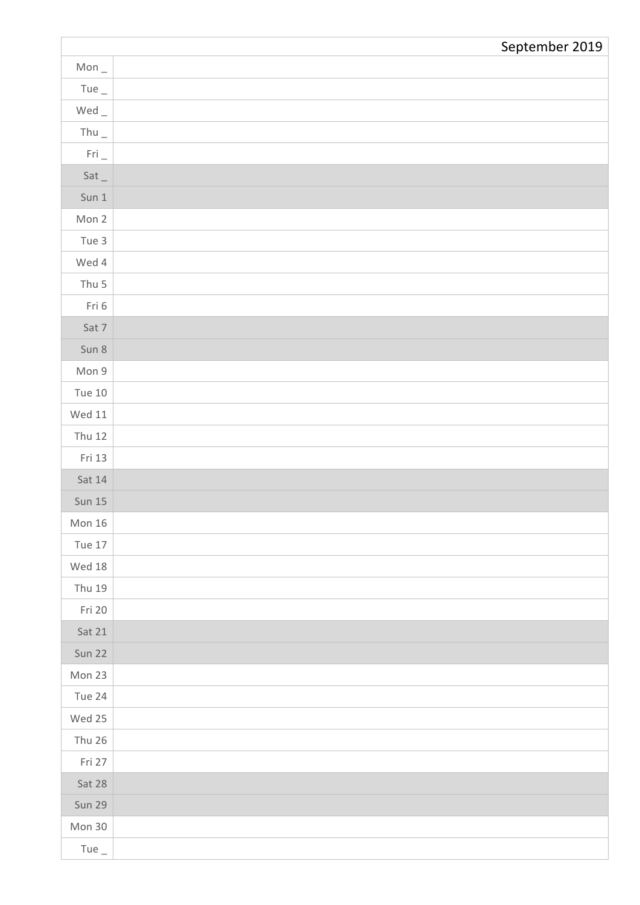| | September 2019 |
|---|---|
| Mon _ | |
| Tue _ | |
| Wed _ | |
| Thu _ | |
| Fri _ | |
| Sat _ | |
| Sun 1 | |
| Mon 2 | |
| Tue 3 | |
| Wed 4 | |
| Thu 5 | |
| Fri 6 | |
| Sat 7 | |
| Sun 8 | |
| Mon 9 | |
| Tue 10 | |
| Wed 11 | |
| Thu 12 | |
| Fri 13 | |
| Sat 14 | |
| Sun 15 | |
| Mon 16 | |
| Tue 17 | |
| Wed 18 | |
| Thu 19 | |
| Fri 20 | |
| Sat 21 | |
| Sun 22 | |
| Mon 23 | |
| Tue 24 | |
| Wed 25 | |
| Thu 26 | |
| Fri 27 | |
| Sat 28 | |
| Sun 29 | |
| Mon 30 | |
| Tue _ | |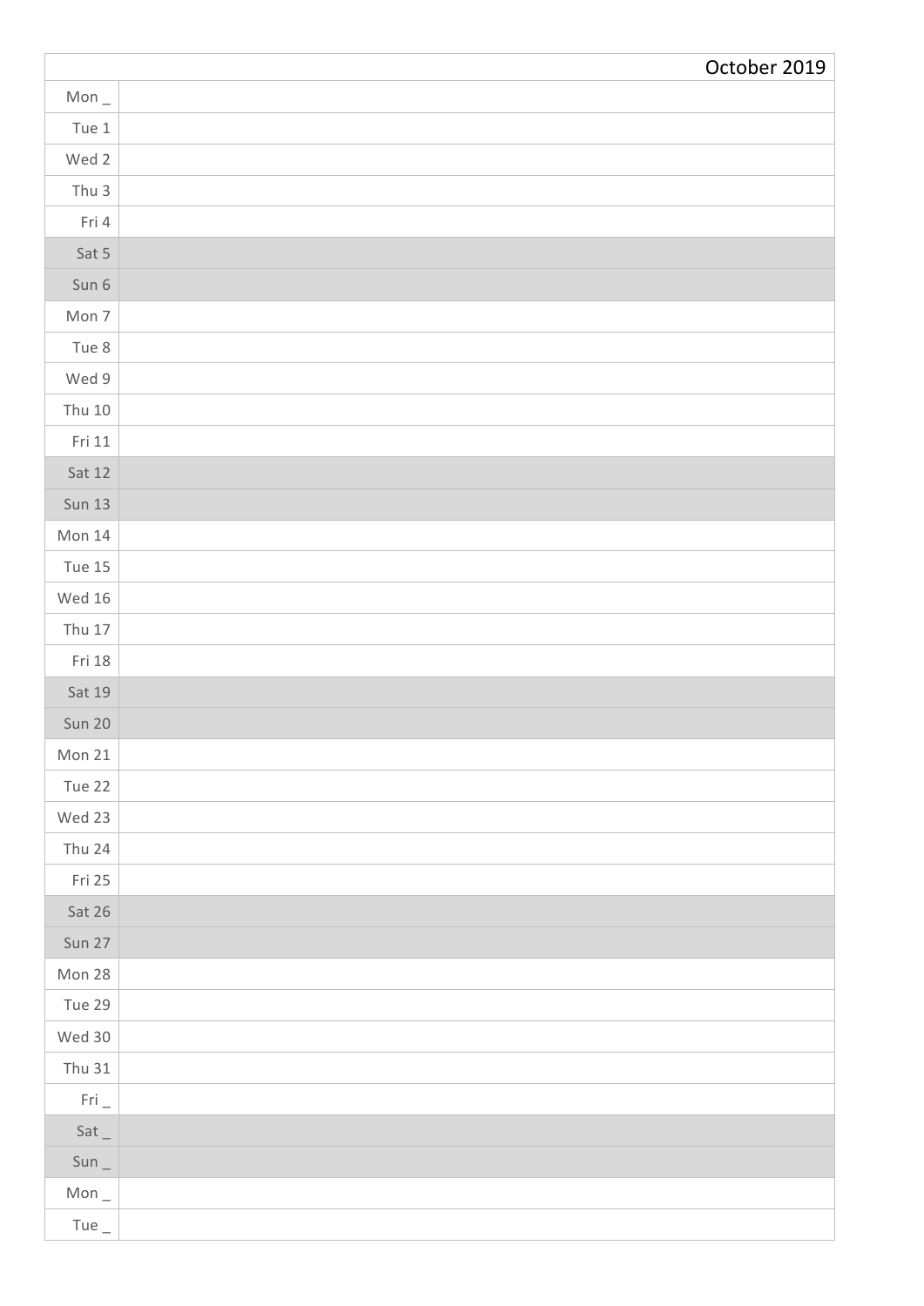| | October 2019 |
|---|---|
| Mon _ | |
| Tue 1 | |
| Wed 2 | |
| Thu 3 | |
| Fri 4 | |
| Sat 5 | |
| Sun 6 | |
| Mon 7 | |
| Tue 8 | |
| Wed 9 | |
| Thu 10 | |
| Fri 11 | |
| Sat 12 | |
| Sun 13 | |
| Mon 14 | |
| Tue 15 | |
| Wed 16 | |
| Thu 17 | |
| Fri 18 | |
| Sat 19 | |
| Sun 20 | |
| Mon 21 | |
| Tue 22 | |
| Wed 23 | |
| Thu 24 | |
| Fri 25 | |
| Sat 26 | |
| Sun 27 | |
| Mon 28 | |
| Tue 29 | |
| Wed 30 | |
| Thu 31 | |
| Fri _ | |
| Sat _ | |
| Sun _ | |
| Mon _ | |
| Tue _ | |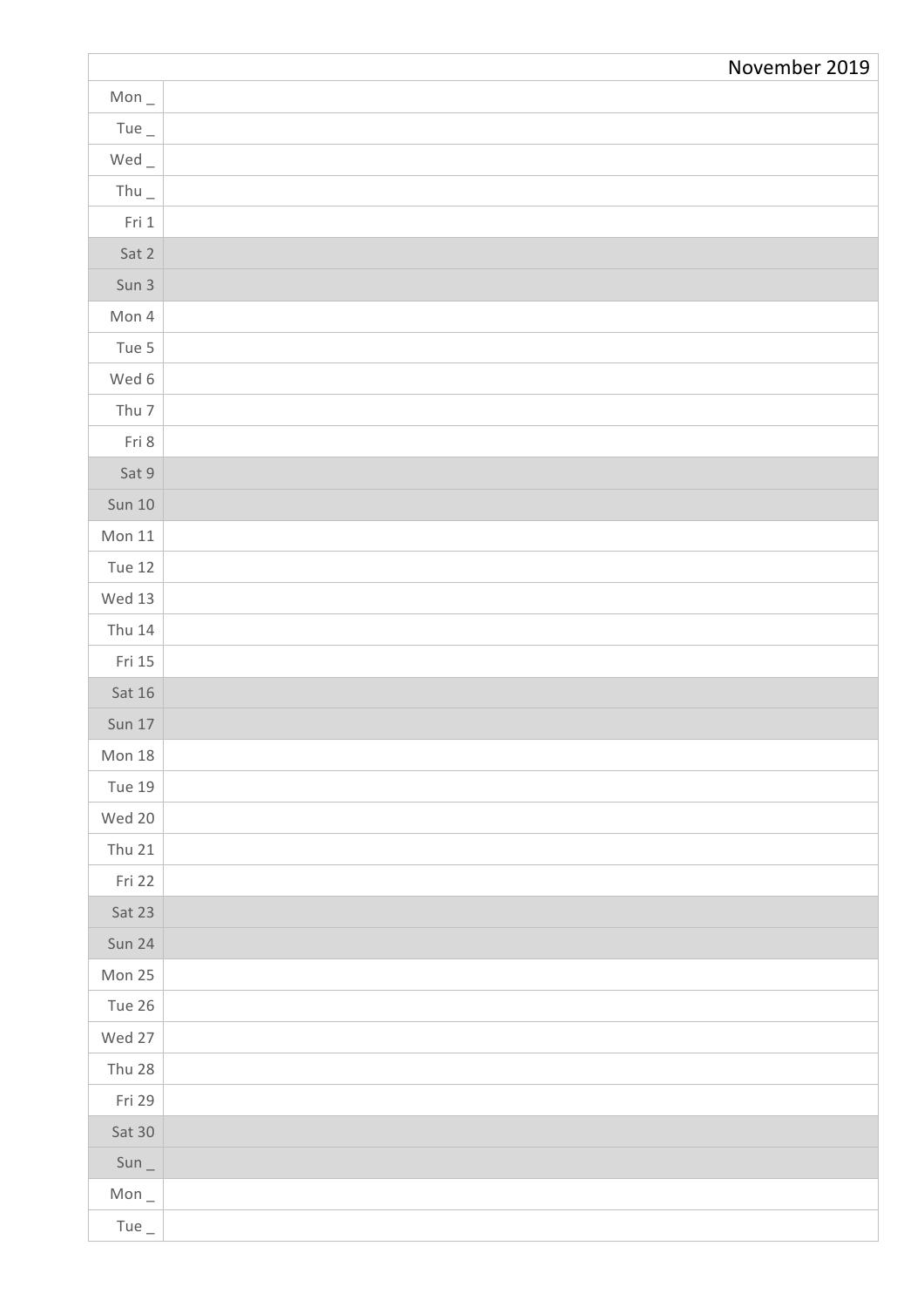| | November 2019 |
|---|---|
| Mon _ | |
| Tue _ | |
| Wed _ | |
| Thu _ | |
| Fri 1 | |
| Sat 2 | |
| Sun 3 | |
| Mon 4 | |
| Tue 5 | |
| Wed 6 | |
| Thu 7 | |
| Fri 8 | |
| Sat 9 | |
| Sun 10 | |
| Mon 11 | |
| Tue 12 | |
| Wed 13 | |
| Thu 14 | |
| Fri 15 | |
| Sat 16 | |
| Sun 17 | |
| Mon 18 | |
| Tue 19 | |
| Wed 20 | |
| Thu 21 | |
| Fri 22 | |
| Sat 23 | |
| Sun 24 | |
| Mon 25 | |
| Tue 26 | |
| Wed 27 | |
| Thu 28 | |
| Fri 29 | |
| Sat 30 | |
| Sun _ | |
| Mon _ | |
| Tue _ | |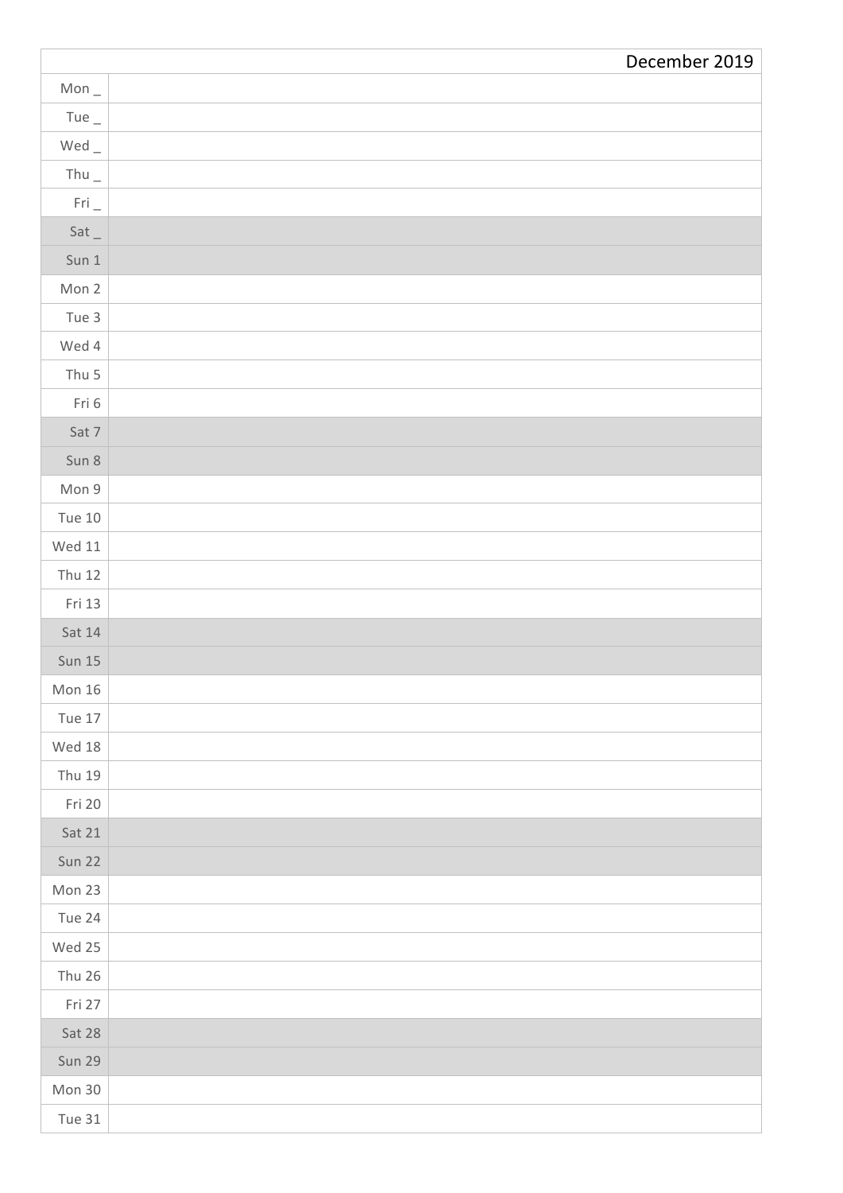| | December 2019 |
|---|---|
| Mon _ | |
| Tue _ | |
| Wed _ | |
| Thu _ | |
| Fri _ | |
| Sat _ | |
| Sun 1 | |
| Mon 2 | |
| Tue 3 | |
| Wed 4 | |
| Thu 5 | |
| Fri 6 | |
| Sat 7 | |
| Sun 8 | |
| Mon 9 | |
| Tue 10 | |
| Wed 11 | |
| Thu 12 | |
| Fri 13 | |
| Sat 14 | |
| Sun 15 | |
| Mon 16 | |
| Tue 17 | |
| Wed 18 | |
| Thu 19 | |
| Fri 20 | |
| Sat 21 | |
| Sun 22 | |
| Mon 23 | |
| Tue 24 | |
| Wed 25 | |
| Thu 26 | |
| Fri 27 | |
| Sat 28 | |
| Sun 29 | |
| Mon 30 | |
| Tue 31 | |